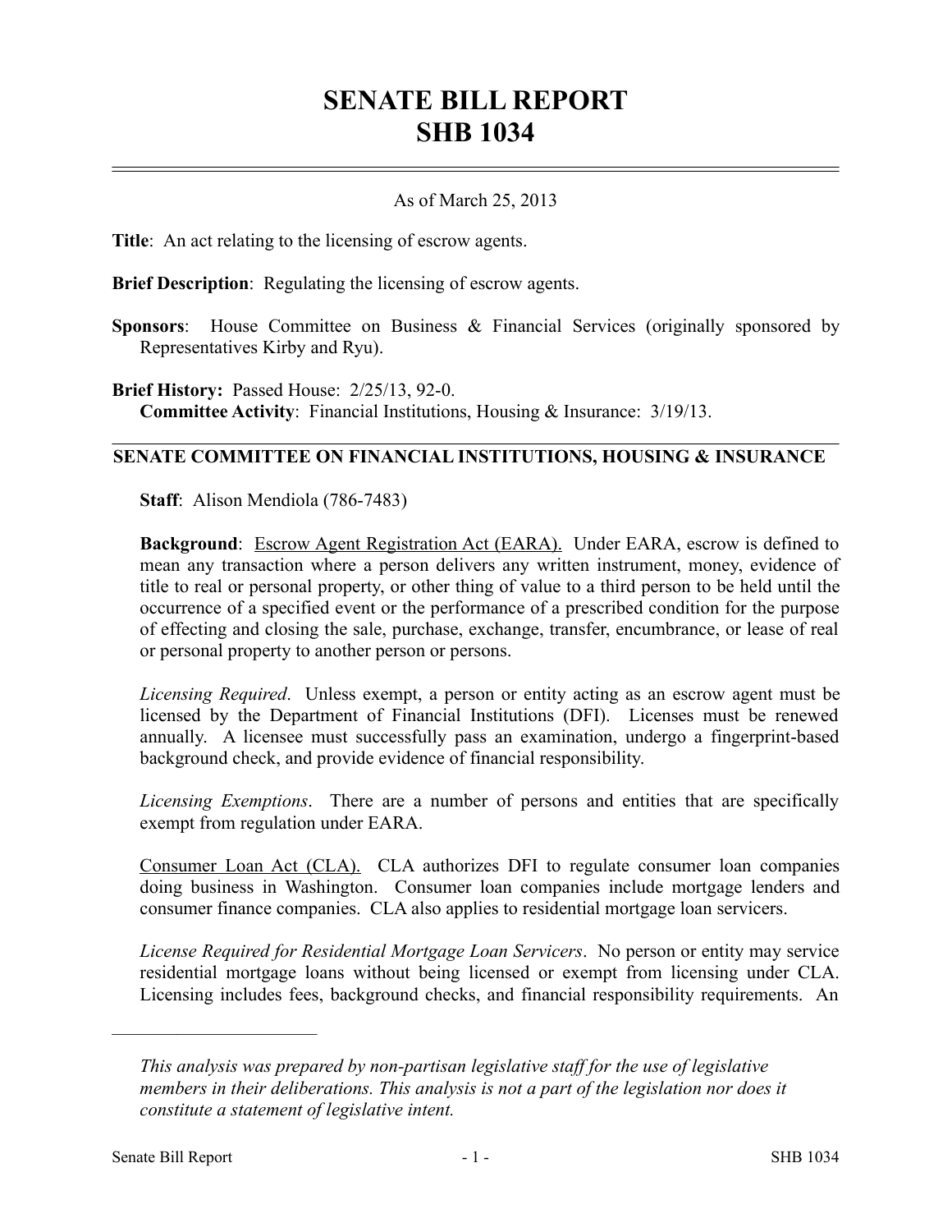# SENATE BILL REPORT
# SHB 1034

As of March 25, 2013

**Title**: An act relating to the licensing of escrow agents.

**Brief Description**: Regulating the licensing of escrow agents.

**Sponsors**: House Committee on Business & Financial Services (originally sponsored by Representatives Kirby and Ryu).

**Brief History:** Passed House: 2/25/13, 92-0.
**Committee Activity**: Financial Institutions, Housing & Insurance: 3/19/13.

## SENATE COMMITTEE ON FINANCIAL INSTITUTIONS, HOUSING & INSURANCE

**Staff**: Alison Mendiola (786-7483)

**Background**: Escrow Agent Registration Act (EARA). Under EARA, escrow is defined to mean any transaction where a person delivers any written instrument, money, evidence of title to real or personal property, or other thing of value to a third person to be held until the occurrence of a specified event or the performance of a prescribed condition for the purpose of effecting and closing the sale, purchase, exchange, transfer, encumbrance, or lease of real or personal property to another person or persons.

*Licensing Required*. Unless exempt, a person or entity acting as an escrow agent must be licensed by the Department of Financial Institutions (DFI). Licenses must be renewed annually. A licensee must successfully pass an examination, undergo a fingerprint-based background check, and provide evidence of financial responsibility.

*Licensing Exemptions*. There are a number of persons and entities that are specifically exempt from regulation under EARA.

Consumer Loan Act (CLA). CLA authorizes DFI to regulate consumer loan companies doing business in Washington. Consumer loan companies include mortgage lenders and consumer finance companies. CLA also applies to residential mortgage loan servicers.

*License Required for Residential Mortgage Loan Servicers*. No person or entity may service residential mortgage loans without being licensed or exempt from licensing under CLA. Licensing includes fees, background checks, and financial responsibility requirements. An

---

*This analysis was prepared by non-partisan legislative staff for the use of legislative members in their deliberations. This analysis is not a part of the legislation nor does it constitute a statement of legislative intent.*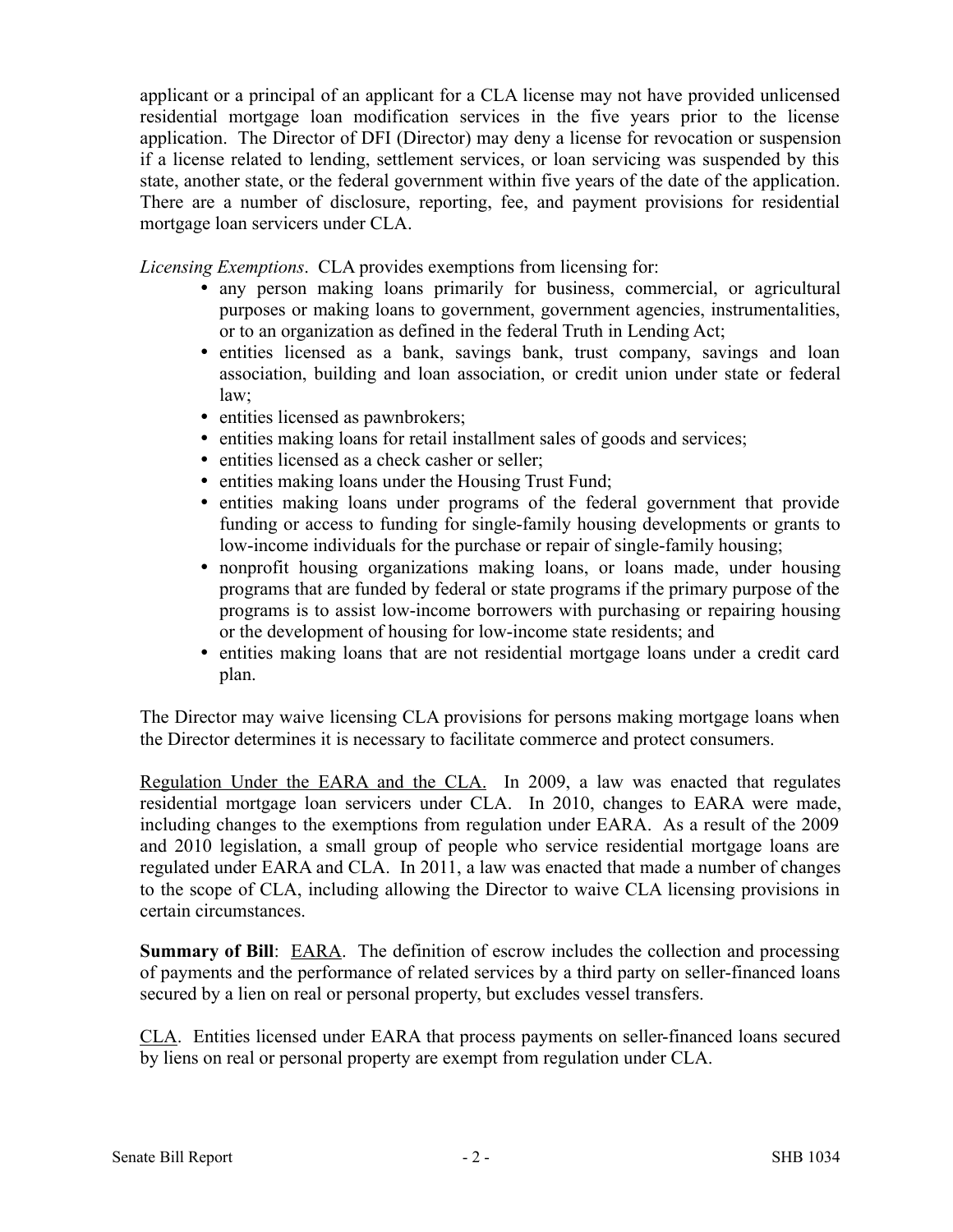applicant or a principal of an applicant for a CLA license may not have provided unlicensed residential mortgage loan modification services in the five years prior to the license application. The Director of DFI (Director) may deny a license for revocation or suspension if a license related to lending, settlement services, or loan servicing was suspended by this state, another state, or the federal government within five years of the date of the application. There are a number of disclosure, reporting, fee, and payment provisions for residential mortgage loan servicers under CLA.

*Licensing Exemptions*. CLA provides exemptions from licensing for:

- any person making loans primarily for business, commercial, or agricultural purposes or making loans to government, government agencies, instrumentalities, or to an organization as defined in the federal Truth in Lending Act;
- entities licensed as a bank, savings bank, trust company, savings and loan association, building and loan association, or credit union under state or federal law;
- entities licensed as pawnbrokers;
- entities making loans for retail installment sales of goods and services;
- entities licensed as a check casher or seller;
- entities making loans under the Housing Trust Fund;
- entities making loans under programs of the federal government that provide funding or access to funding for single-family housing developments or grants to low-income individuals for the purchase or repair of single-family housing;
- nonprofit housing organizations making loans, or loans made, under housing programs that are funded by federal or state programs if the primary purpose of the programs is to assist low-income borrowers with purchasing or repairing housing or the development of housing for low-income state residents; and
- entities making loans that are not residential mortgage loans under a credit card plan.

The Director may waive licensing CLA provisions for persons making mortgage loans when the Director determines it is necessary to facilitate commerce and protect consumers.

<u>Regulation Under the EARA and the CLA.</u> In 2009, a law was enacted that regulates residential mortgage loan servicers under CLA. In 2010, changes to EARA were made, including changes to the exemptions from regulation under EARA. As a result of the 2009 and 2010 legislation, a small group of people who service residential mortgage loans are regulated under EARA and CLA. In 2011, a law was enacted that made a number of changes to the scope of CLA, including allowing the Director to waive CLA licensing provisions in certain circumstances.

**Summary of Bill**: <u>EARA</u>. The definition of escrow includes the collection and processing of payments and the performance of related services by a third party on seller-financed loans secured by a lien on real or personal property, but excludes vessel transfers.

<u>CLA</u>. Entities licensed under EARA that process payments on seller-financed loans secured by liens on real or personal property are exempt from regulation under CLA.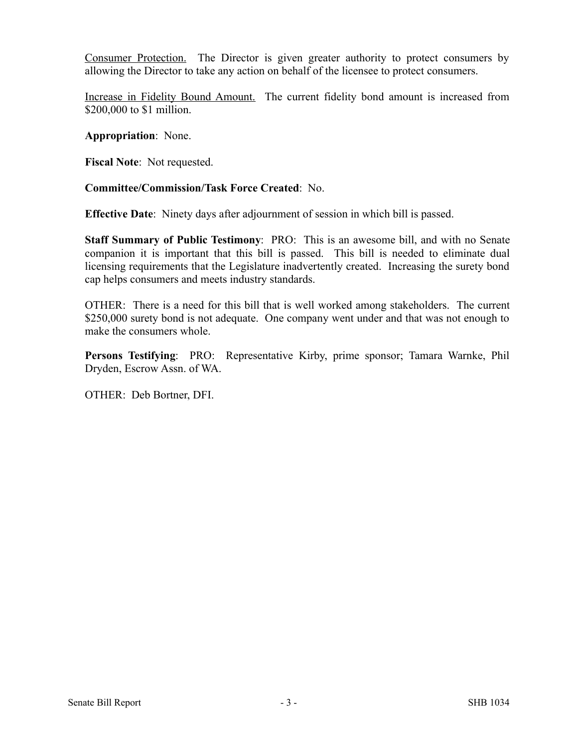Consumer Protection. The Director is given greater authority to protect consumers by allowing the Director to take any action on behalf of the licensee to protect consumers.

Increase in Fidelity Bound Amount. The current fidelity bond amount is increased from $200,000 to $1 million.

**Appropriation**: None.

**Fiscal Note**: Not requested.

**Committee/Commission/Task Force Created**: No.

**Effective Date**: Ninety days after adjournment of session in which bill is passed.

**Staff Summary of Public Testimony**: PRO: This is an awesome bill, and with no Senate companion it is important that this bill is passed. This bill is needed to eliminate dual licensing requirements that the Legislature inadvertently created. Increasing the surety bond cap helps consumers and meets industry standards.

OTHER: There is a need for this bill that is well worked among stakeholders. The current $250,000 surety bond is not adequate. One company went under and that was not enough to make the consumers whole.

**Persons Testifying**: PRO: Representative Kirby, prime sponsor; Tamara Warnke, Phil Dryden, Escrow Assn. of WA.

OTHER: Deb Bortner, DFI.